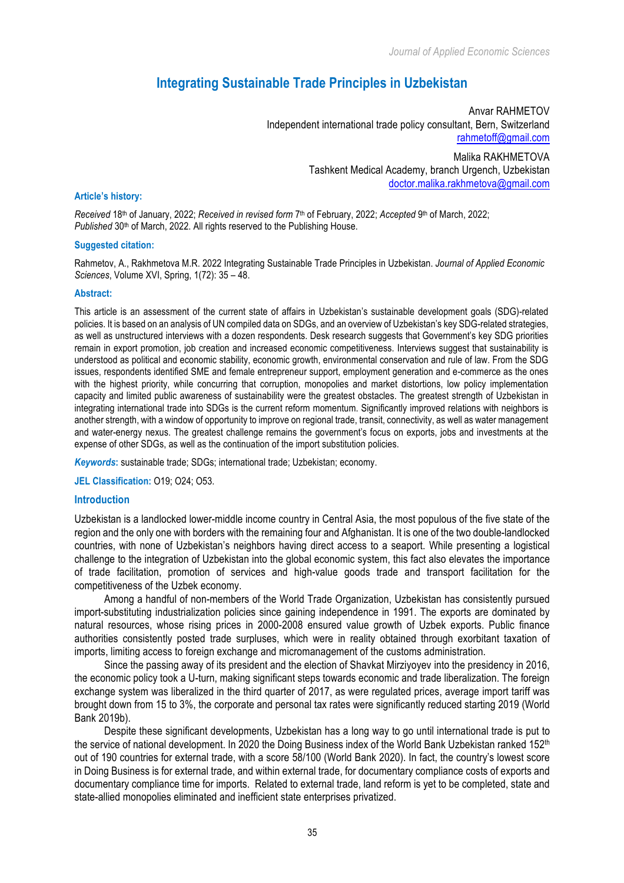# Integrating Sustainable Trade Principles in Uzbekistan

Anvar RAHMETOV
Independent international trade policy consultant, Bern, Switzerland
rahmetoff@gmail.com

Malika RAKHMETOVA
Tashkent Medical Academy, branch Urgench, Uzbekistan
doctor.malika.rakhmetova@gmail.com

### Article's history:

*Received* 18th of January, 2022; *Received in revised form* 7th of February, 2022; *Accepted* 9th of March, 2022; *Published* 30th of March, 2022. All rights reserved to the Publishing House.

### Suggested citation:

Rahmetov, A., Rakhmetova M.R. 2022 Integrating Sustainable Trade Principles in Uzbekistan. *Journal of Applied Economic Sciences*, Volume XVI, Spring, 1(72): 35 – 48.

### Abstract:

This article is an assessment of the current state of affairs in Uzbekistan's sustainable development goals (SDG)-related policies. It is based on an analysis of UN compiled data on SDGs, and an overview of Uzbekistan's key SDG-related strategies, as well as unstructured interviews with a dozen respondents. Desk research suggests that Government's key SDG priorities remain in export promotion, job creation and increased economic competitiveness. Interviews suggest that sustainability is understood as political and economic stability, economic growth, environmental conservation and rule of law. From the SDG issues, respondents identified SME and female entrepreneur support, employment generation and e-commerce as the ones with the highest priority, while concurring that corruption, monopolies and market distortions, low policy implementation capacity and limited public awareness of sustainability were the greatest obstacles. The greatest strength of Uzbekistan in integrating international trade into SDGs is the current reform momentum. Significantly improved relations with neighbors is another strength, with a window of opportunity to improve on regional trade, transit, connectivity, as well as water management and water-energy nexus. The greatest challenge remains the government's focus on exports, jobs and investments at the expense of other SDGs, as well as the continuation of the import substitution policies.

***Keywords*:** sustainable trade; SDGs; international trade; Uzbekistan; economy.

**JEL Classification:** O19; O24; O53.

## Introduction

Uzbekistan is a landlocked lower-middle income country in Central Asia, the most populous of the five state of the region and the only one with borders with the remaining four and Afghanistan. It is one of the two double-landlocked countries, with none of Uzbekistan's neighbors having direct access to a seaport. While presenting a logistical challenge to the integration of Uzbekistan into the global economic system, this fact also elevates the importance of trade facilitation, promotion of services and high-value goods trade and transport facilitation for the competitiveness of the Uzbek economy.

Among a handful of non-members of the World Trade Organization, Uzbekistan has consistently pursued import-substituting industrialization policies since gaining independence in 1991. The exports are dominated by natural resources, whose rising prices in 2000-2008 ensured value growth of Uzbek exports. Public finance authorities consistently posted trade surpluses, which were in reality obtained through exorbitant taxation of imports, limiting access to foreign exchange and micromanagement of the customs administration.

Since the passing away of its president and the election of Shavkat Mirziyoyev into the presidency in 2016, the economic policy took a U-turn, making significant steps towards economic and trade liberalization. The foreign exchange system was liberalized in the third quarter of 2017, as were regulated prices, average import tariff was brought down from 15 to 3%, the corporate and personal tax rates were significantly reduced starting 2019 (World Bank 2019b).

Despite these significant developments, Uzbekistan has a long way to go until international trade is put to the service of national development. In 2020 the Doing Business index of the World Bank Uzbekistan ranked 152nd out of 190 countries for external trade, with a score 58/100 (World Bank 2020). In fact, the country's lowest score in Doing Business is for external trade, and within external trade, for documentary compliance costs of exports and documentary compliance time for imports. Related to external trade, land reform is yet to be completed, state and state-allied monopolies eliminated and inefficient state enterprises privatized.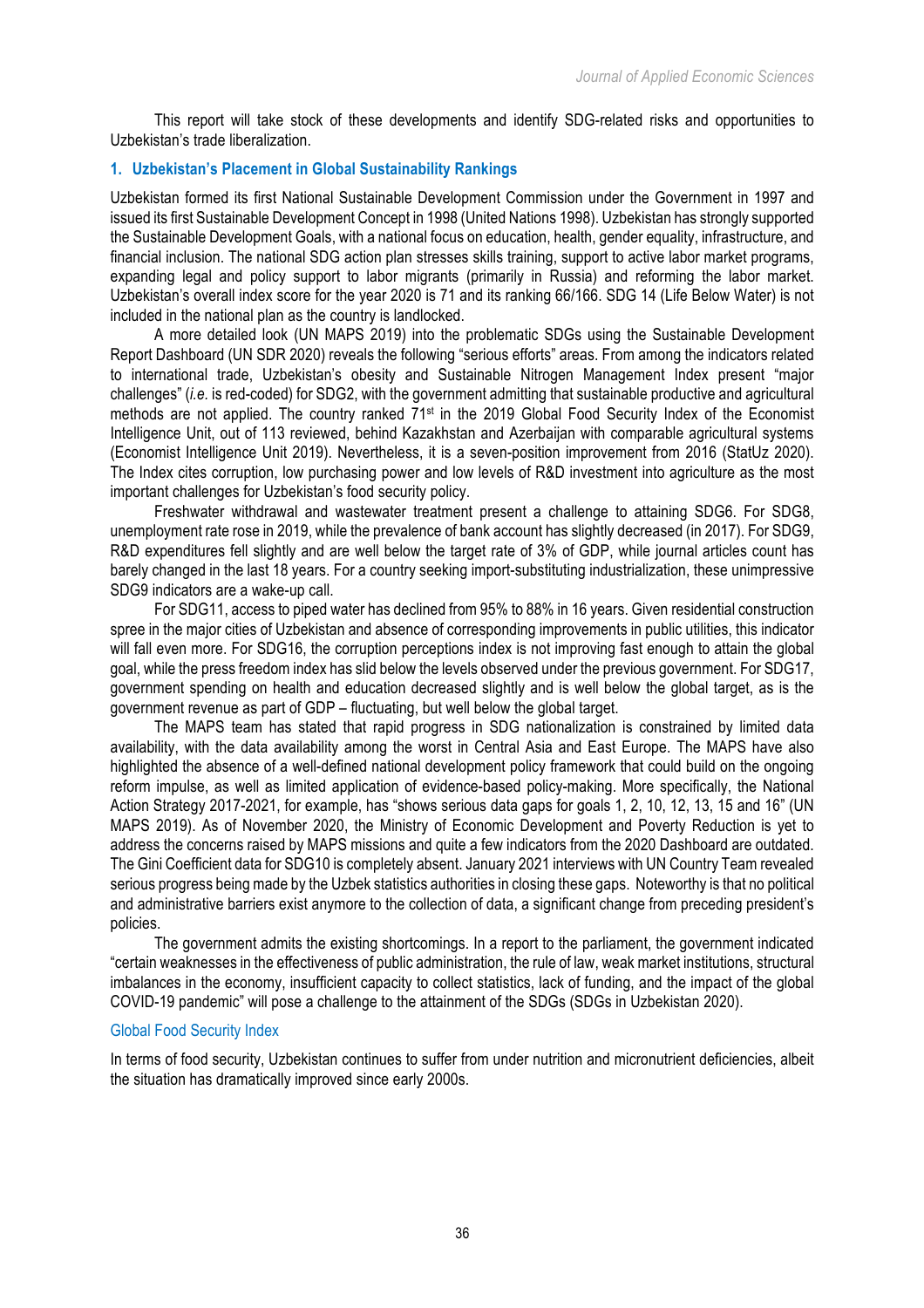This report will take stock of these developments and identify SDG-related risks and opportunities to Uzbekistan's trade liberalization.

## 1. Uzbekistan's Placement in Global Sustainability Rankings

Uzbekistan formed its first National Sustainable Development Commission under the Government in 1997 and issued its first Sustainable Development Concept in 1998 (United Nations 1998). Uzbekistan has strongly supported the Sustainable Development Goals, with a national focus on education, health, gender equality, infrastructure, and financial inclusion. The national SDG action plan stresses skills training, support to active labor market programs, expanding legal and policy support to labor migrants (primarily in Russia) and reforming the labor market. Uzbekistan's overall index score for the year 2020 is 71 and its ranking 66/166. SDG 14 (Life Below Water) is not included in the national plan as the country is landlocked.

A more detailed look (UN MAPS 2019) into the problematic SDGs using the Sustainable Development Report Dashboard (UN SDR 2020) reveals the following "serious efforts" areas. From among the indicators related to international trade, Uzbekistan's obesity and Sustainable Nitrogen Management Index present "major challenges" (*i.e.* is red-coded) for SDG2, with the government admitting that sustainable productive and agricultural methods are not applied. The country ranked 71st in the 2019 Global Food Security Index of the Economist Intelligence Unit, out of 113 reviewed, behind Kazakhstan and Azerbaijan with comparable agricultural systems (Economist Intelligence Unit 2019). Nevertheless, it is a seven-position improvement from 2016 (StatUz 2020). The Index cites corruption, low purchasing power and low levels of R&D investment into agriculture as the most important challenges for Uzbekistan's food security policy.

Freshwater withdrawal and wastewater treatment present a challenge to attaining SDG6. For SDG8, unemployment rate rose in 2019, while the prevalence of bank account has slightly decreased (in 2017). For SDG9, R&D expenditures fell slightly and are well below the target rate of 3% of GDP, while journal articles count has barely changed in the last 18 years. For a country seeking import-substituting industrialization, these unimpressive SDG9 indicators are a wake-up call.

For SDG11, access to piped water has declined from 95% to 88% in 16 years. Given residential construction spree in the major cities of Uzbekistan and absence of corresponding improvements in public utilities, this indicator will fall even more. For SDG16, the corruption perceptions index is not improving fast enough to attain the global goal, while the press freedom index has slid below the levels observed under the previous government. For SDG17, government spending on health and education decreased slightly and is well below the global target, as is the government revenue as part of GDP – fluctuating, but well below the global target.

The MAPS team has stated that rapid progress in SDG nationalization is constrained by limited data availability, with the data availability among the worst in Central Asia and East Europe. The MAPS have also highlighted the absence of a well-defined national development policy framework that could build on the ongoing reform impulse, as well as limited application of evidence-based policy-making. More specifically, the National Action Strategy 2017-2021, for example, has "shows serious data gaps for goals 1, 2, 10, 12, 13, 15 and 16" (UN MAPS 2019). As of November 2020, the Ministry of Economic Development and Poverty Reduction is yet to address the concerns raised by MAPS missions and quite a few indicators from the 2020 Dashboard are outdated. The Gini Coefficient data for SDG10 is completely absent. January 2021 interviews with UN Country Team revealed serious progress being made by the Uzbek statistics authorities in closing these gaps. Noteworthy is that no political and administrative barriers exist anymore to the collection of data, a significant change from preceding president's policies.

The government admits the existing shortcomings. In a report to the parliament, the government indicated "certain weaknesses in the effectiveness of public administration, the rule of law, weak market institutions, structural imbalances in the economy, insufficient capacity to collect statistics, lack of funding, and the impact of the global COVID-19 pandemic" will pose a challenge to the attainment of the SDGs (SDGs in Uzbekistan 2020).

### Global Food Security Index

In terms of food security, Uzbekistan continues to suffer from under nutrition and micronutrient deficiencies, albeit the situation has dramatically improved since early 2000s.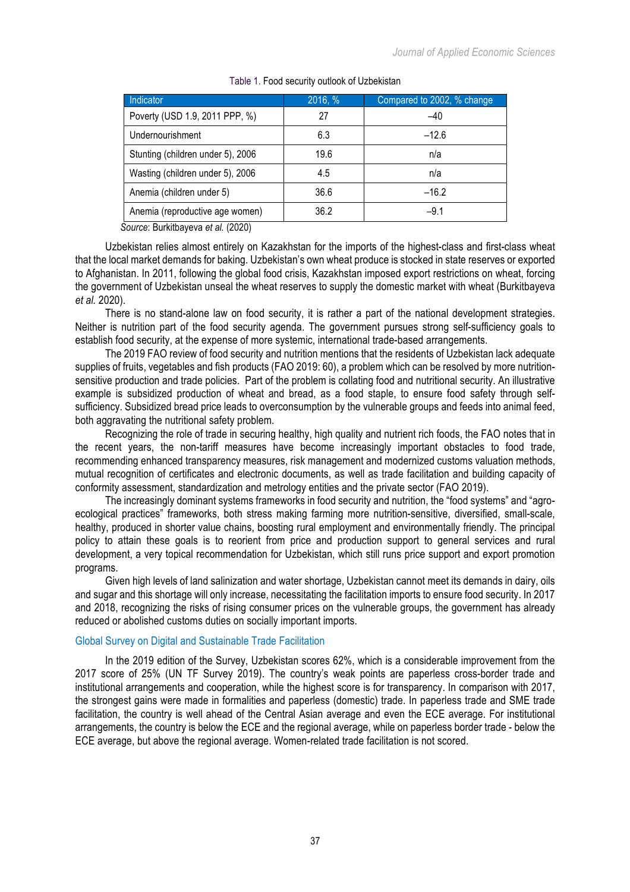Table 1. Food security outlook of Uzbekistan

| Indicator | 2016, % | Compared to 2002, % change |
|---|---|---|
| Poverty (USD 1.9, 2011 PPP, %) | 27 | –40 |
| Undernourishment | 6.3 | –12.6 |
| Stunting (children under 5), 2006 | 19.6 | n/a |
| Wasting (children under 5), 2006 | 4.5 | n/a |
| Anemia (children under 5) | 36.6 | –16.2 |
| Anemia (reproductive age women) | 36.2 | –9.1 |

*Source*: Burkitbayeva *et al.* (2020)

Uzbekistan relies almost entirely on Kazakhstan for the imports of the highest-class and first-class wheat that the local market demands for baking. Uzbekistan's own wheat produce is stocked in state reserves or exported to Afghanistan. In 2011, following the global food crisis, Kazakhstan imposed export restrictions on wheat, forcing the government of Uzbekistan unseal the wheat reserves to supply the domestic market with wheat (Burkitbayeva *et al.* 2020).

There is no stand-alone law on food security, it is rather a part of the national development strategies. Neither is nutrition part of the food security agenda. The government pursues strong self-sufficiency goals to establish food security, at the expense of more systemic, international trade-based arrangements.

The 2019 FAO review of food security and nutrition mentions that the residents of Uzbekistan lack adequate supplies of fruits, vegetables and fish products (FAO 2019: 60), a problem which can be resolved by more nutrition-sensitive production and trade policies. Part of the problem is collating food and nutritional security. An illustrative example is subsidized production of wheat and bread, as a food staple, to ensure food safety through self-sufficiency. Subsidized bread price leads to overconsumption by the vulnerable groups and feeds into animal feed, both aggravating the nutritional safety problem.

Recognizing the role of trade in securing healthy, high quality and nutrient rich foods, the FAO notes that in the recent years, the non-tariff measures have become increasingly important obstacles to food trade, recommending enhanced transparency measures, risk management and modernized customs valuation methods, mutual recognition of certificates and electronic documents, as well as trade facilitation and building capacity of conformity assessment, standardization and metrology entities and the private sector (FAO 2019).

The increasingly dominant systems frameworks in food security and nutrition, the "food systems" and "agro-ecological practices" frameworks, both stress making farming more nutrition-sensitive, diversified, small-scale, healthy, produced in shorter value chains, boosting rural employment and environmentally friendly. The principal policy to attain these goals is to reorient from price and production support to general services and rural development, a very topical recommendation for Uzbekistan, which still runs price support and export promotion programs.

Given high levels of land salinization and water shortage, Uzbekistan cannot meet its demands in dairy, oils and sugar and this shortage will only increase, necessitating the facilitation imports to ensure food security. In 2017 and 2018, recognizing the risks of rising consumer prices on the vulnerable groups, the government has already reduced or abolished customs duties on socially important imports.

### Global Survey on Digital and Sustainable Trade Facilitation

In the 2019 edition of the Survey, Uzbekistan scores 62%, which is a considerable improvement from the 2017 score of 25% (UN TF Survey 2019). The country's weak points are paperless cross-border trade and institutional arrangements and cooperation, while the highest score is for transparency. In comparison with 2017, the strongest gains were made in formalities and paperless (domestic) trade. In paperless trade and SME trade facilitation, the country is well ahead of the Central Asian average and even the ECE average. For institutional arrangements, the country is below the ECE and the regional average, while on paperless border trade - below the ECE average, but above the regional average. Women-related trade facilitation is not scored.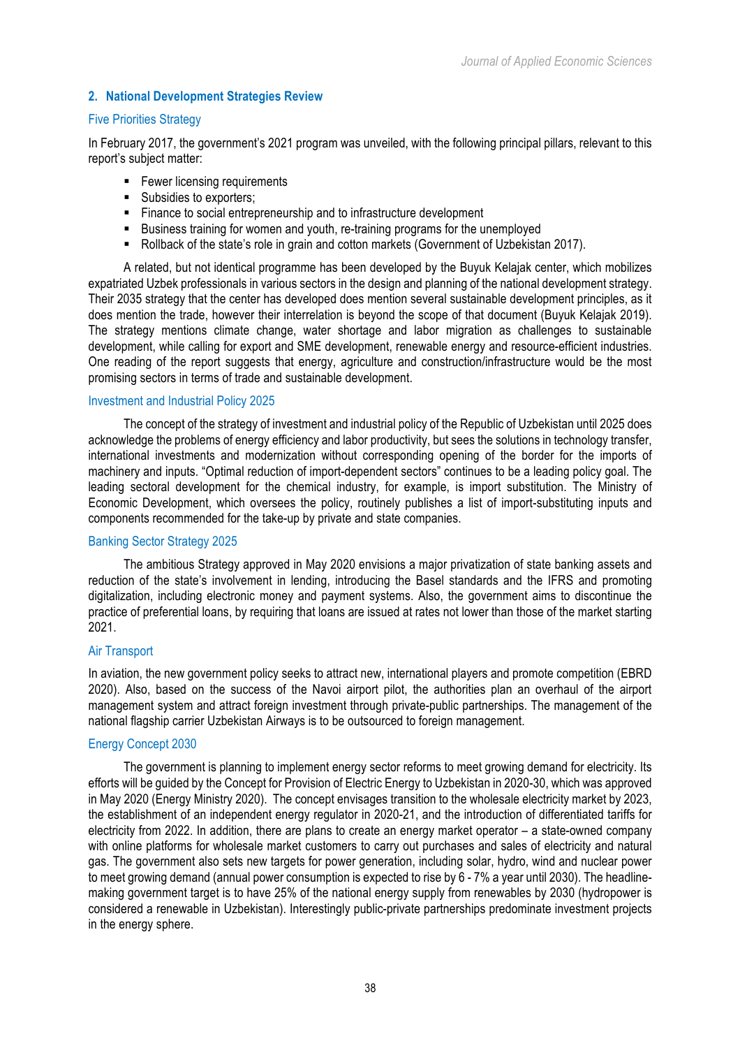## 2. National Development Strategies Review

### Five Priorities Strategy

In February 2017, the government's 2021 program was unveiled, with the following principal pillars, relevant to this report's subject matter:

- Fewer licensing requirements
- Subsidies to exporters;
- Finance to social entrepreneurship and to infrastructure development
- Business training for women and youth, re-training programs for the unemployed
- Rollback of the state's role in grain and cotton markets (Government of Uzbekistan 2017).

A related, but not identical programme has been developed by the Buyuk Kelajak center, which mobilizes expatriated Uzbek professionals in various sectors in the design and planning of the national development strategy. Their 2035 strategy that the center has developed does mention several sustainable development principles, as it does mention the trade, however their interrelation is beyond the scope of that document (Buyuk Kelajak 2019). The strategy mentions climate change, water shortage and labor migration as challenges to sustainable development, while calling for export and SME development, renewable energy and resource-efficient industries. One reading of the report suggests that energy, agriculture and construction/infrastructure would be the most promising sectors in terms of trade and sustainable development.

### Investment and Industrial Policy 2025

The concept of the strategy of investment and industrial policy of the Republic of Uzbekistan until 2025 does acknowledge the problems of energy efficiency and labor productivity, but sees the solutions in technology transfer, international investments and modernization without corresponding opening of the border for the imports of machinery and inputs. "Optimal reduction of import-dependent sectors" continues to be a leading policy goal. The leading sectoral development for the chemical industry, for example, is import substitution. The Ministry of Economic Development, which oversees the policy, routinely publishes a list of import-substituting inputs and components recommended for the take-up by private and state companies.

### Banking Sector Strategy 2025

The ambitious Strategy approved in May 2020 envisions a major privatization of state banking assets and reduction of the state's involvement in lending, introducing the Basel standards and the IFRS and promoting digitalization, including electronic money and payment systems. Also, the government aims to discontinue the practice of preferential loans, by requiring that loans are issued at rates not lower than those of the market starting 2021.

### Air Transport

In aviation, the new government policy seeks to attract new, international players and promote competition (EBRD 2020). Also, based on the success of the Navoi airport pilot, the authorities plan an overhaul of the airport management system and attract foreign investment through private-public partnerships. The management of the national flagship carrier Uzbekistan Airways is to be outsourced to foreign management.

### Energy Concept 2030

The government is planning to implement energy sector reforms to meet growing demand for electricity. Its efforts will be guided by the Concept for Provision of Electric Energy to Uzbekistan in 2020-30, which was approved in May 2020 (Energy Ministry 2020). The concept envisages transition to the wholesale electricity market by 2023, the establishment of an independent energy regulator in 2020-21, and the introduction of differentiated tariffs for electricity from 2022. In addition, there are plans to create an energy market operator – a state-owned company with online platforms for wholesale market customers to carry out purchases and sales of electricity and natural gas. The government also sets new targets for power generation, including solar, hydro, wind and nuclear power to meet growing demand (annual power consumption is expected to rise by 6 - 7% a year until 2030). The headline-making government target is to have 25% of the national energy supply from renewables by 2030 (hydropower is considered a renewable in Uzbekistan). Interestingly public-private partnerships predominate investment projects in the energy sphere.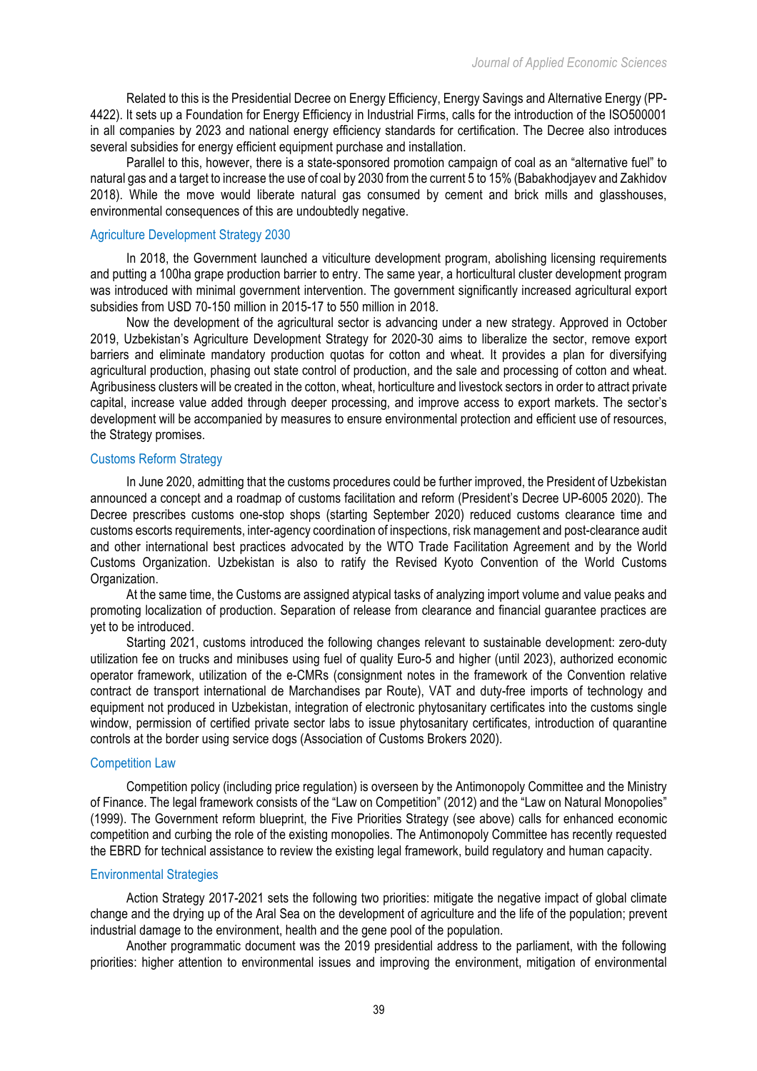Related to this is the Presidential Decree on Energy Efficiency, Energy Savings and Alternative Energy (PP-4422). It sets up a Foundation for Energy Efficiency in Industrial Firms, calls for the introduction of the ISO500001 in all companies by 2023 and national energy efficiency standards for certification. The Decree also introduces several subsidies for energy efficient equipment purchase and installation.

Parallel to this, however, there is a state-sponsored promotion campaign of coal as an "alternative fuel" to natural gas and a target to increase the use of coal by 2030 from the current 5 to 15% (Babakhodjayev and Zakhidov 2018). While the move would liberate natural gas consumed by cement and brick mills and glasshouses, environmental consequences of this are undoubtedly negative.

### Agriculture Development Strategy 2030

In 2018, the Government launched a viticulture development program, abolishing licensing requirements and putting a 100ha grape production barrier to entry. The same year, a horticultural cluster development program was introduced with minimal government intervention. The government significantly increased agricultural export subsidies from USD 70-150 million in 2015-17 to 550 million in 2018.

Now the development of the agricultural sector is advancing under a new strategy. Approved in October 2019, Uzbekistan's Agriculture Development Strategy for 2020-30 aims to liberalize the sector, remove export barriers and eliminate mandatory production quotas for cotton and wheat. It provides a plan for diversifying agricultural production, phasing out state control of production, and the sale and processing of cotton and wheat. Agribusiness clusters will be created in the cotton, wheat, horticulture and livestock sectors in order to attract private capital, increase value added through deeper processing, and improve access to export markets. The sector's development will be accompanied by measures to ensure environmental protection and efficient use of resources, the Strategy promises.

### Customs Reform Strategy

In June 2020, admitting that the customs procedures could be further improved, the President of Uzbekistan announced a concept and a roadmap of customs facilitation and reform (President's Decree UP-6005 2020). The Decree prescribes customs one-stop shops (starting September 2020) reduced customs clearance time and customs escorts requirements, inter-agency coordination of inspections, risk management and post-clearance audit and other international best practices advocated by the WTO Trade Facilitation Agreement and by the World Customs Organization. Uzbekistan is also to ratify the Revised Kyoto Convention of the World Customs Organization.

At the same time, the Customs are assigned atypical tasks of analyzing import volume and value peaks and promoting localization of production. Separation of release from clearance and financial guarantee practices are yet to be introduced.

Starting 2021, customs introduced the following changes relevant to sustainable development: zero-duty utilization fee on trucks and minibuses using fuel of quality Euro-5 and higher (until 2023), authorized economic operator framework, utilization of the e-CMRs (consignment notes in the framework of the Convention relative contract de transport international de Marchandises par Route), VAT and duty-free imports of technology and equipment not produced in Uzbekistan, integration of electronic phytosanitary certificates into the customs single window, permission of certified private sector labs to issue phytosanitary certificates, introduction of quarantine controls at the border using service dogs (Association of Customs Brokers 2020).

### Competition Law

Competition policy (including price regulation) is overseen by the Antimonopoly Committee and the Ministry of Finance. The legal framework consists of the "Law on Competition" (2012) and the "Law on Natural Monopolies" (1999). The Government reform blueprint, the Five Priorities Strategy (see above) calls for enhanced economic competition and curbing the role of the existing monopolies. The Antimonopoly Committee has recently requested the EBRD for technical assistance to review the existing legal framework, build regulatory and human capacity.

### Environmental Strategies

Action Strategy 2017-2021 sets the following two priorities: mitigate the negative impact of global climate change and the drying up of the Aral Sea on the development of agriculture and the life of the population; prevent industrial damage to the environment, health and the gene pool of the population.

Another programmatic document was the 2019 presidential address to the parliament, with the following priorities: higher attention to environmental issues and improving the environment, mitigation of environmental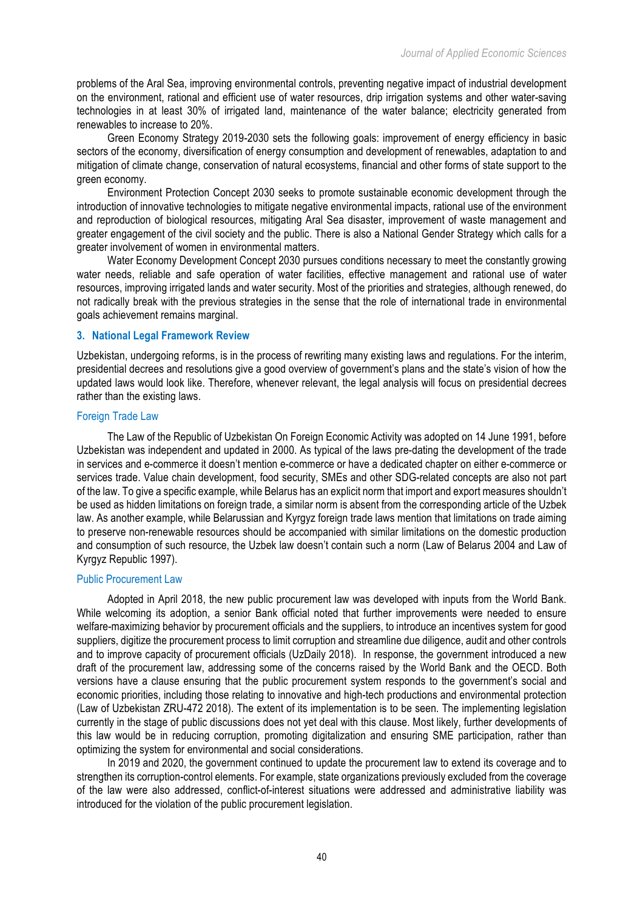problems of the Aral Sea, improving environmental controls, preventing negative impact of industrial development on the environment, rational and efficient use of water resources, drip irrigation systems and other water-saving technologies in at least 30% of irrigated land, maintenance of the water balance; electricity generated from renewables to increase to 20%.

Green Economy Strategy 2019-2030 sets the following goals: improvement of energy efficiency in basic sectors of the economy, diversification of energy consumption and development of renewables, adaptation to and mitigation of climate change, conservation of natural ecosystems, financial and other forms of state support to the green economy.

Environment Protection Concept 2030 seeks to promote sustainable economic development through the introduction of innovative technologies to mitigate negative environmental impacts, rational use of the environment and reproduction of biological resources, mitigating Aral Sea disaster, improvement of waste management and greater engagement of the civil society and the public. There is also a National Gender Strategy which calls for a greater involvement of women in environmental matters.

Water Economy Development Concept 2030 pursues conditions necessary to meet the constantly growing water needs, reliable and safe operation of water facilities, effective management and rational use of water resources, improving irrigated lands and water security. Most of the priorities and strategies, although renewed, do not radically break with the previous strategies in the sense that the role of international trade in environmental goals achievement remains marginal.

## 3. National Legal Framework Review

Uzbekistan, undergoing reforms, is in the process of rewriting many existing laws and regulations. For the interim, presidential decrees and resolutions give a good overview of government's plans and the state's vision of how the updated laws would look like. Therefore, whenever relevant, the legal analysis will focus on presidential decrees rather than the existing laws.

### Foreign Trade Law

The Law of the Republic of Uzbekistan On Foreign Economic Activity was adopted on 14 June 1991, before Uzbekistan was independent and updated in 2000. As typical of the laws pre-dating the development of the trade in services and e-commerce it doesn't mention e-commerce or have a dedicated chapter on either e-commerce or services trade. Value chain development, food security, SMEs and other SDG-related concepts are also not part of the law. To give a specific example, while Belarus has an explicit norm that import and export measures shouldn't be used as hidden limitations on foreign trade, a similar norm is absent from the corresponding article of the Uzbek law. As another example, while Belarussian and Kyrgyz foreign trade laws mention that limitations on trade aiming to preserve non-renewable resources should be accompanied with similar limitations on the domestic production and consumption of such resource, the Uzbek law doesn't contain such a norm (Law of Belarus 2004 and Law of Kyrgyz Republic 1997).

### Public Procurement Law

Adopted in April 2018, the new public procurement law was developed with inputs from the World Bank. While welcoming its adoption, a senior Bank official noted that further improvements were needed to ensure welfare-maximizing behavior by procurement officials and the suppliers, to introduce an incentives system for good suppliers, digitize the procurement process to limit corruption and streamline due diligence, audit and other controls and to improve capacity of procurement officials (UzDaily 2018). In response, the government introduced a new draft of the procurement law, addressing some of the concerns raised by the World Bank and the OECD. Both versions have a clause ensuring that the public procurement system responds to the government's social and economic priorities, including those relating to innovative and high-tech productions and environmental protection (Law of Uzbekistan ZRU-472 2018). The extent of its implementation is to be seen. The implementing legislation currently in the stage of public discussions does not yet deal with this clause. Most likely, further developments of this law would be in reducing corruption, promoting digitalization and ensuring SME participation, rather than optimizing the system for environmental and social considerations.

In 2019 and 2020, the government continued to update the procurement law to extend its coverage and to strengthen its corruption-control elements. For example, state organizations previously excluded from the coverage of the law were also addressed, conflict-of-interest situations were addressed and administrative liability was introduced for the violation of the public procurement legislation.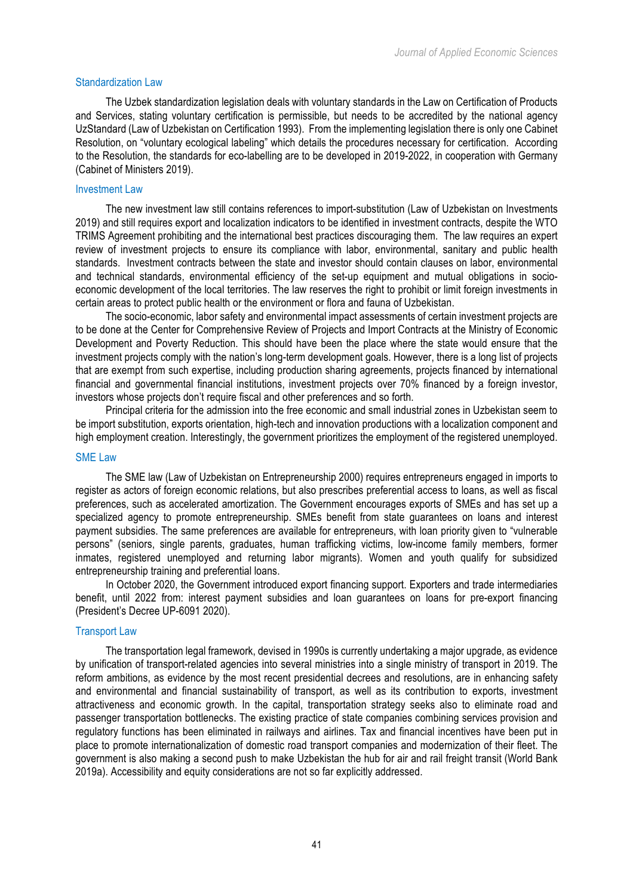### Standardization Law

The Uzbek standardization legislation deals with voluntary standards in the Law on Certification of Products and Services, stating voluntary certification is permissible, but needs to be accredited by the national agency UzStandard (Law of Uzbekistan on Certification 1993). From the implementing legislation there is only one Cabinet Resolution, on "voluntary ecological labeling" which details the procedures necessary for certification. According to the Resolution, the standards for eco-labelling are to be developed in 2019-2022, in cooperation with Germany (Cabinet of Ministers 2019).

### Investment Law

The new investment law still contains references to import-substitution (Law of Uzbekistan on Investments 2019) and still requires export and localization indicators to be identified in investment contracts, despite the WTO TRIMS Agreement prohibiting and the international best practices discouraging them. The law requires an expert review of investment projects to ensure its compliance with labor, environmental, sanitary and public health standards. Investment contracts between the state and investor should contain clauses on labor, environmental and technical standards, environmental efficiency of the set-up equipment and mutual obligations in socio-economic development of the local territories. The law reserves the right to prohibit or limit foreign investments in certain areas to protect public health or the environment or flora and fauna of Uzbekistan.

The socio-economic, labor safety and environmental impact assessments of certain investment projects are to be done at the Center for Comprehensive Review of Projects and Import Contracts at the Ministry of Economic Development and Poverty Reduction. This should have been the place where the state would ensure that the investment projects comply with the nation's long-term development goals. However, there is a long list of projects that are exempt from such expertise, including production sharing agreements, projects financed by international financial and governmental financial institutions, investment projects over 70% financed by a foreign investor, investors whose projects don't require fiscal and other preferences and so forth.

Principal criteria for the admission into the free economic and small industrial zones in Uzbekistan seem to be import substitution, exports orientation, high-tech and innovation productions with a localization component and high employment creation. Interestingly, the government prioritizes the employment of the registered unemployed.

### SME Law

The SME law (Law of Uzbekistan on Entrepreneurship 2000) requires entrepreneurs engaged in imports to register as actors of foreign economic relations, but also prescribes preferential access to loans, as well as fiscal preferences, such as accelerated amortization. The Government encourages exports of SMEs and has set up a specialized agency to promote entrepreneurship. SMEs benefit from state guarantees on loans and interest payment subsidies. The same preferences are available for entrepreneurs, with loan priority given to "vulnerable persons" (seniors, single parents, graduates, human trafficking victims, low-income family members, former inmates, registered unemployed and returning labor migrants). Women and youth qualify for subsidized entrepreneurship training and preferential loans.

In October 2020, the Government introduced export financing support. Exporters and trade intermediaries benefit, until 2022 from: interest payment subsidies and loan guarantees on loans for pre-export financing (President's Decree UP-6091 2020).

### Transport Law

The transportation legal framework, devised in 1990s is currently undertaking a major upgrade, as evidence by unification of transport-related agencies into several ministries into a single ministry of transport in 2019. The reform ambitions, as evidence by the most recent presidential decrees and resolutions, are in enhancing safety and environmental and financial sustainability of transport, as well as its contribution to exports, investment attractiveness and economic growth. In the capital, transportation strategy seeks also to eliminate road and passenger transportation bottlenecks. The existing practice of state companies combining services provision and regulatory functions has been eliminated in railways and airlines. Tax and financial incentives have been put in place to promote internationalization of domestic road transport companies and modernization of their fleet. The government is also making a second push to make Uzbekistan the hub for air and rail freight transit (World Bank 2019a). Accessibility and equity considerations are not so far explicitly addressed.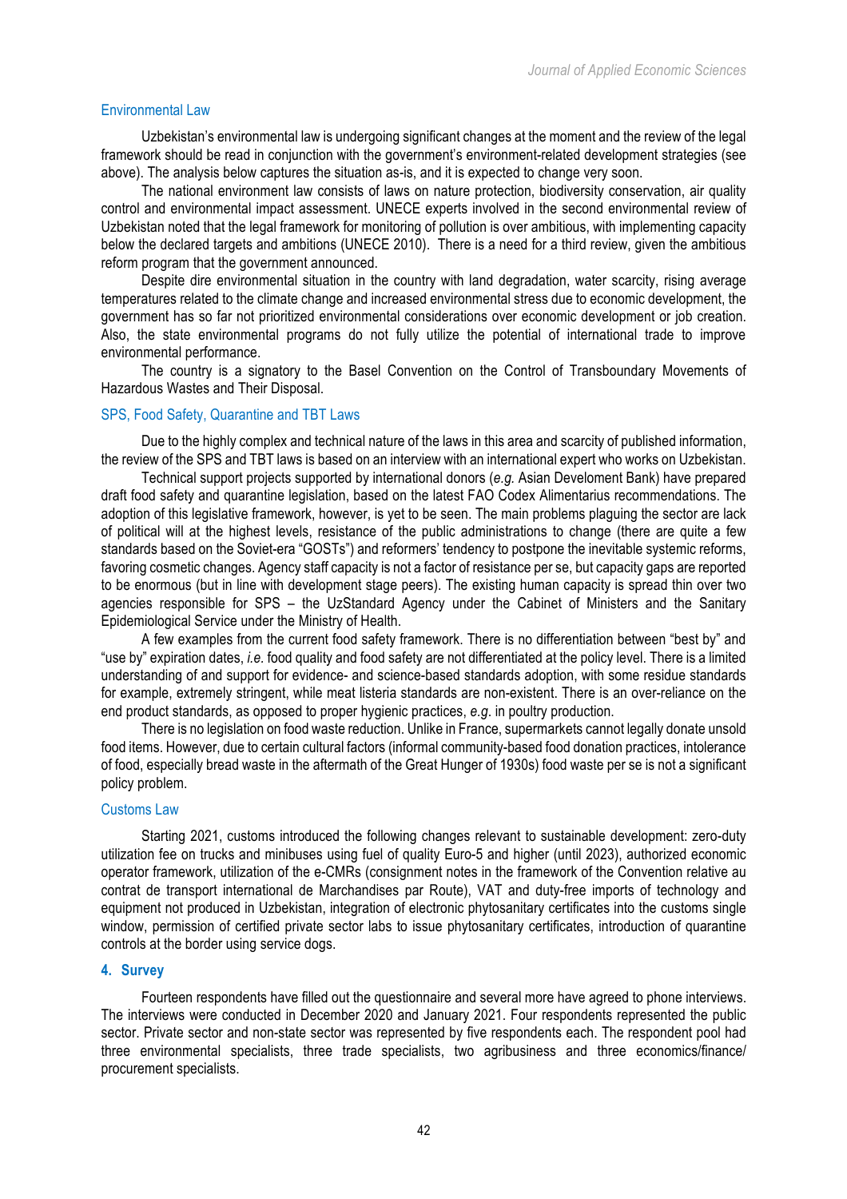### Environmental Law

Uzbekistan's environmental law is undergoing significant changes at the moment and the review of the legal framework should be read in conjunction with the government's environment-related development strategies (see above). The analysis below captures the situation as-is, and it is expected to change very soon.

The national environment law consists of laws on nature protection, biodiversity conservation, air quality control and environmental impact assessment. UNECE experts involved in the second environmental review of Uzbekistan noted that the legal framework for monitoring of pollution is over ambitious, with implementing capacity below the declared targets and ambitions (UNECE 2010). There is a need for a third review, given the ambitious reform program that the government announced.

Despite dire environmental situation in the country with land degradation, water scarcity, rising average temperatures related to the climate change and increased environmental stress due to economic development, the government has so far not prioritized environmental considerations over economic development or job creation. Also, the state environmental programs do not fully utilize the potential of international trade to improve environmental performance.

The country is a signatory to the Basel Convention on the Control of Transboundary Movements of Hazardous Wastes and Their Disposal.

### SPS, Food Safety, Quarantine and TBT Laws

Due to the highly complex and technical nature of the laws in this area and scarcity of published information, the review of the SPS and TBT laws is based on an interview with an international expert who works on Uzbekistan.

Technical support projects supported by international donors (*e.g.* Asian Develoment Bank) have prepared draft food safety and quarantine legislation, based on the latest FAO Codex Alimentarius recommendations. The adoption of this legislative framework, however, is yet to be seen. The main problems plaguing the sector are lack of political will at the highest levels, resistance of the public administrations to change (there are quite a few standards based on the Soviet-era "GOSTs") and reformers' tendency to postpone the inevitable systemic reforms, favoring cosmetic changes. Agency staff capacity is not a factor of resistance per se, but capacity gaps are reported to be enormous (but in line with development stage peers). The existing human capacity is spread thin over two agencies responsible for SPS – the UzStandard Agency under the Cabinet of Ministers and the Sanitary Epidemiological Service under the Ministry of Health.

A few examples from the current food safety framework. There is no differentiation between "best by" and "use by" expiration dates, *i.e.* food quality and food safety are not differentiated at the policy level. There is a limited understanding of and support for evidence- and science-based standards adoption, with some residue standards for example, extremely stringent, while meat listeria standards are non-existent. There is an over-reliance on the end product standards, as opposed to proper hygienic practices, *e.g.* in poultry production.

There is no legislation on food waste reduction. Unlike in France, supermarkets cannot legally donate unsold food items. However, due to certain cultural factors (informal community-based food donation practices, intolerance of food, especially bread waste in the aftermath of the Great Hunger of 1930s) food waste per se is not a significant policy problem.

### Customs Law

Starting 2021, customs introduced the following changes relevant to sustainable development: zero-duty utilization fee on trucks and minibuses using fuel of quality Euro-5 and higher (until 2023), authorized economic operator framework, utilization of the e-CMRs (consignment notes in the framework of the Convention relative au contrat de transport international de Marchandises par Route), VAT and duty-free imports of technology and equipment not produced in Uzbekistan, integration of electronic phytosanitary certificates into the customs single window, permission of certified private sector labs to issue phytosanitary certificates, introduction of quarantine controls at the border using service dogs.

## 4. Survey

Fourteen respondents have filled out the questionnaire and several more have agreed to phone interviews. The interviews were conducted in December 2020 and January 2021. Four respondents represented the public sector. Private sector and non-state sector was represented by five respondents each. The respondent pool had three environmental specialists, three trade specialists, two agribusiness and three economics/finance/procurement specialists.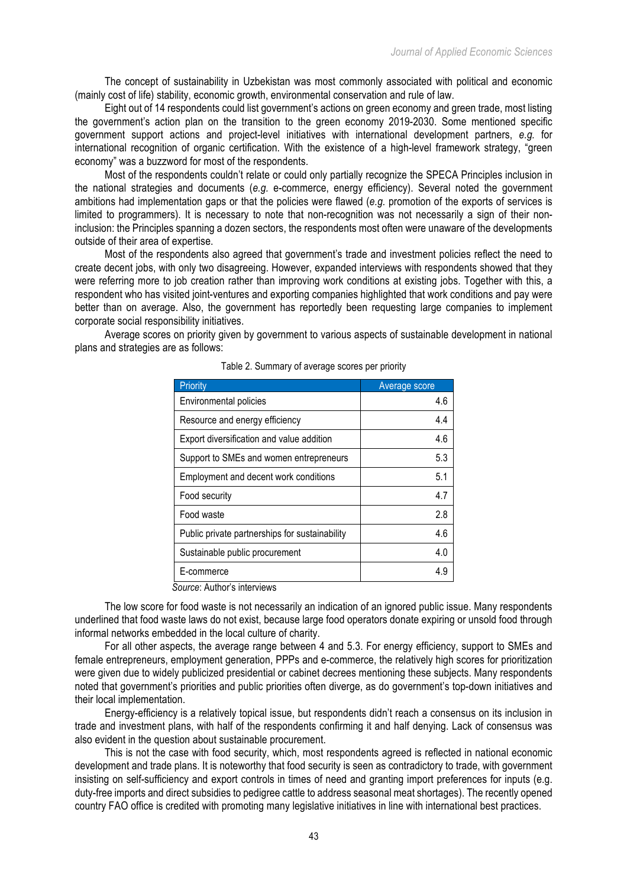The concept of sustainability in Uzbekistan was most commonly associated with political and economic (mainly cost of life) stability, economic growth, environmental conservation and rule of law.

Eight out of 14 respondents could list government's actions on green economy and green trade, most listing the government's action plan on the transition to the green economy 2019-2030. Some mentioned specific government support actions and project-level initiatives with international development partners, *e.g.* for international recognition of organic certification. With the existence of a high-level framework strategy, "green economy" was a buzzword for most of the respondents.

Most of the respondents couldn't relate or could only partially recognize the SPECA Principles inclusion in the national strategies and documents (*e.g.* e-commerce, energy efficiency). Several noted the government ambitions had implementation gaps or that the policies were flawed (*e.g.* promotion of the exports of services is limited to programmers). It is necessary to note that non-recognition was not necessarily a sign of their non-inclusion: the Principles spanning a dozen sectors, the respondents most often were unaware of the developments outside of their area of expertise.

Most of the respondents also agreed that government's trade and investment policies reflect the need to create decent jobs, with only two disagreeing. However, expanded interviews with respondents showed that they were referring more to job creation rather than improving work conditions at existing jobs. Together with this, a respondent who has visited joint-ventures and exporting companies highlighted that work conditions and pay were better than on average. Also, the government has reportedly been requesting large companies to implement corporate social responsibility initiatives.

Average scores on priority given by government to various aspects of sustainable development in national plans and strategies are as follows:

Table 2. Summary of average scores per priority

| Priority | Average score |
|---|---|
| Environmental policies | 4.6 |
| Resource and energy efficiency | 4.4 |
| Export diversification and value addition | 4.6 |
| Support to SMEs and women entrepreneurs | 5.3 |
| Employment and decent work conditions | 5.1 |
| Food security | 4.7 |
| Food waste | 2.8 |
| Public private partnerships for sustainability | 4.6 |
| Sustainable public procurement | 4.0 |
| E-commerce | 4.9 |

*Source*: Author's interviews

The low score for food waste is not necessarily an indication of an ignored public issue. Many respondents underlined that food waste laws do not exist, because large food operators donate expiring or unsold food through informal networks embedded in the local culture of charity.

For all other aspects, the average range between 4 and 5.3. For energy efficiency, support to SMEs and female entrepreneurs, employment generation, PPPs and e-commerce, the relatively high scores for prioritization were given due to widely publicized presidential or cabinet decrees mentioning these subjects. Many respondents noted that government's priorities and public priorities often diverge, as do government's top-down initiatives and their local implementation.

Energy-efficiency is a relatively topical issue, but respondents didn't reach a consensus on its inclusion in trade and investment plans, with half of the respondents confirming it and half denying. Lack of consensus was also evident in the question about sustainable procurement.

This is not the case with food security, which, most respondents agreed is reflected in national economic development and trade plans. It is noteworthy that food security is seen as contradictory to trade, with government insisting on self-sufficiency and export controls in times of need and granting import preferences for inputs (e.g. duty-free imports and direct subsidies to pedigree cattle to address seasonal meat shortages). The recently opened country FAO office is credited with promoting many legislative initiatives in line with international best practices.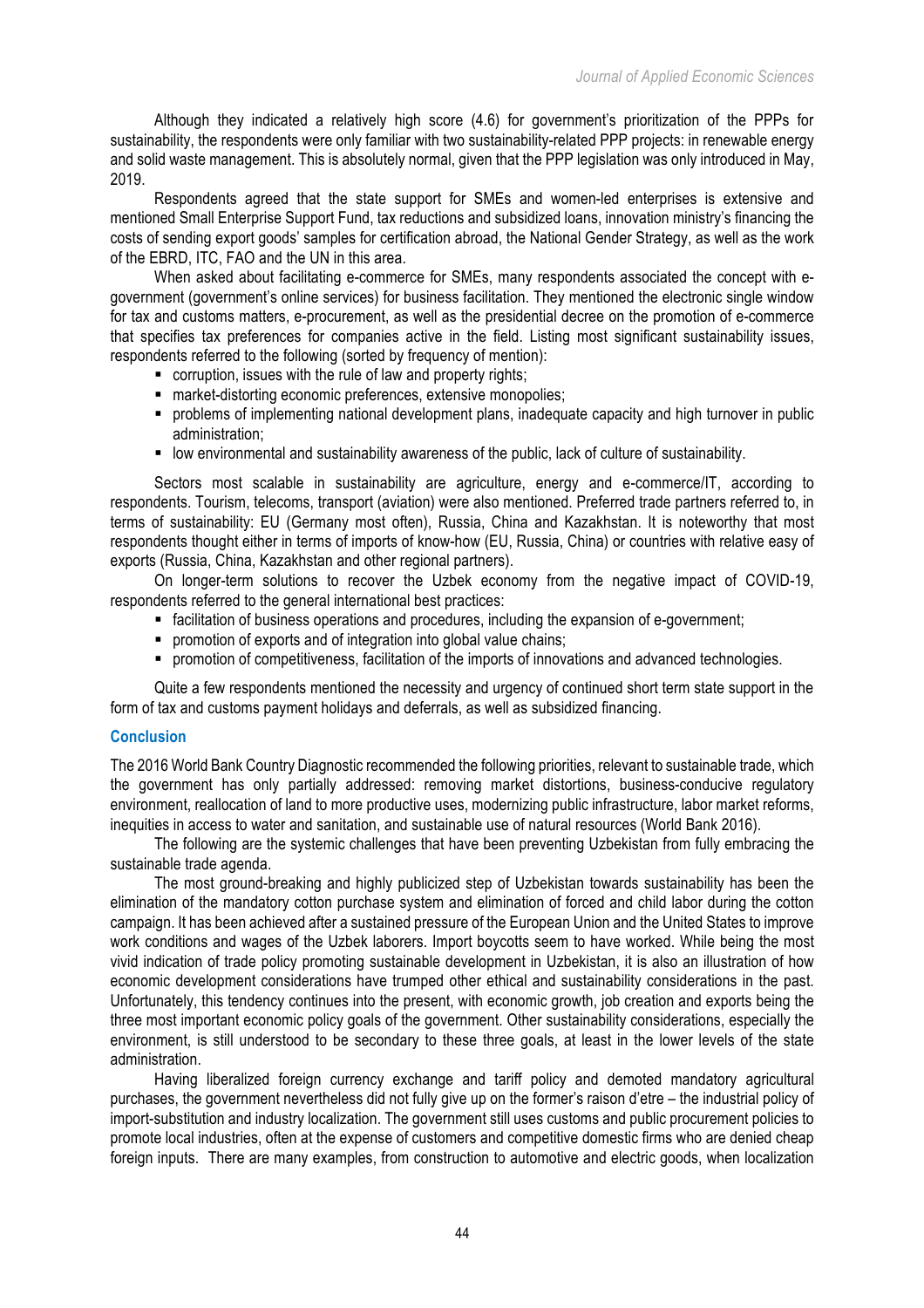Although they indicated a relatively high score (4.6) for government's prioritization of the PPPs for sustainability, the respondents were only familiar with two sustainability-related PPP projects: in renewable energy and solid waste management. This is absolutely normal, given that the PPP legislation was only introduced in May, 2019.

Respondents agreed that the state support for SMEs and women-led enterprises is extensive and mentioned Small Enterprise Support Fund, tax reductions and subsidized loans, innovation ministry's financing the costs of sending export goods' samples for certification abroad, the National Gender Strategy, as well as the work of the EBRD, ITC, FAO and the UN in this area.

When asked about facilitating e-commerce for SMEs, many respondents associated the concept with e-government (government's online services) for business facilitation. They mentioned the electronic single window for tax and customs matters, e-procurement, as well as the presidential decree on the promotion of e-commerce that specifies tax preferences for companies active in the field. Listing most significant sustainability issues, respondents referred to the following (sorted by frequency of mention):

- corruption, issues with the rule of law and property rights;
- market-distorting economic preferences, extensive monopolies;
- problems of implementing national development plans, inadequate capacity and high turnover in public administration;
- low environmental and sustainability awareness of the public, lack of culture of sustainability.

Sectors most scalable in sustainability are agriculture, energy and e-commerce/IT, according to respondents. Tourism, telecoms, transport (aviation) were also mentioned. Preferred trade partners referred to, in terms of sustainability: EU (Germany most often), Russia, China and Kazakhstan. It is noteworthy that most respondents thought either in terms of imports of know-how (EU, Russia, China) or countries with relative easy of exports (Russia, China, Kazakhstan and other regional partners).

On longer-term solutions to recover the Uzbek economy from the negative impact of COVID-19, respondents referred to the general international best practices:

- facilitation of business operations and procedures, including the expansion of e-government;
- promotion of exports and of integration into global value chains;
- promotion of competitiveness, facilitation of the imports of innovations and advanced technologies.

Quite a few respondents mentioned the necessity and urgency of continued short term state support in the form of tax and customs payment holidays and deferrals, as well as subsidized financing.

## Conclusion

The 2016 World Bank Country Diagnostic recommended the following priorities, relevant to sustainable trade, which the government has only partially addressed: removing market distortions, business-conducive regulatory environment, reallocation of land to more productive uses, modernizing public infrastructure, labor market reforms, inequities in access to water and sanitation, and sustainable use of natural resources (World Bank 2016).

The following are the systemic challenges that have been preventing Uzbekistan from fully embracing the sustainable trade agenda.

The most ground-breaking and highly publicized step of Uzbekistan towards sustainability has been the elimination of the mandatory cotton purchase system and elimination of forced and child labor during the cotton campaign. It has been achieved after a sustained pressure of the European Union and the United States to improve work conditions and wages of the Uzbek laborers. Import boycotts seem to have worked. While being the most vivid indication of trade policy promoting sustainable development in Uzbekistan, it is also an illustration of how economic development considerations have trumped other ethical and sustainability considerations in the past. Unfortunately, this tendency continues into the present, with economic growth, job creation and exports being the three most important economic policy goals of the government. Other sustainability considerations, especially the environment, is still understood to be secondary to these three goals, at least in the lower levels of the state administration.

Having liberalized foreign currency exchange and tariff policy and demoted mandatory agricultural purchases, the government nevertheless did not fully give up on the former's raison d'etre – the industrial policy of import-substitution and industry localization. The government still uses customs and public procurement policies to promote local industries, often at the expense of customers and competitive domestic firms who are denied cheap foreign inputs. There are many examples, from construction to automotive and electric goods, when localization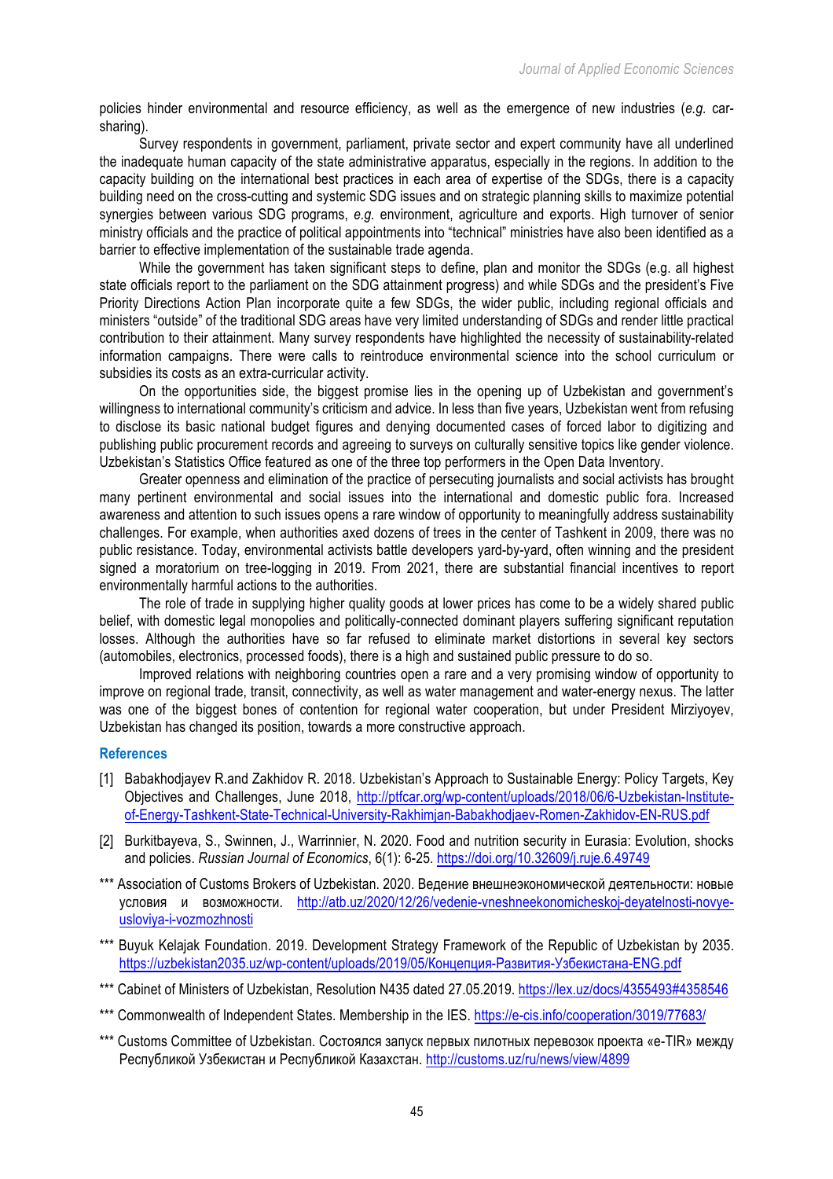policies hinder environmental and resource efficiency, as well as the emergence of new industries (*e.g.* car-sharing).

Survey respondents in government, parliament, private sector and expert community have all underlined the inadequate human capacity of the state administrative apparatus, especially in the regions. In addition to the capacity building on the international best practices in each area of expertise of the SDGs, there is a capacity building need on the cross-cutting and systemic SDG issues and on strategic planning skills to maximize potential synergies between various SDG programs, *e.g.* environment, agriculture and exports. High turnover of senior ministry officials and the practice of political appointments into "technical" ministries have also been identified as a barrier to effective implementation of the sustainable trade agenda.

While the government has taken significant steps to define, plan and monitor the SDGs (e.g. all highest state officials report to the parliament on the SDG attainment progress) and while SDGs and the president's Five Priority Directions Action Plan incorporate quite a few SDGs, the wider public, including regional officials and ministers "outside" of the traditional SDG areas have very limited understanding of SDGs and render little practical contribution to their attainment. Many survey respondents have highlighted the necessity of sustainability-related information campaigns. There were calls to reintroduce environmental science into the school curriculum or subsidies its costs as an extra-curricular activity.

On the opportunities side, the biggest promise lies in the opening up of Uzbekistan and government's willingness to international community's criticism and advice. In less than five years, Uzbekistan went from refusing to disclose its basic national budget figures and denying documented cases of forced labor to digitizing and publishing public procurement records and agreeing to surveys on culturally sensitive topics like gender violence. Uzbekistan's Statistics Office featured as one of the three top performers in the Open Data Inventory.

Greater openness and elimination of the practice of persecuting journalists and social activists has brought many pertinent environmental and social issues into the international and domestic public fora. Increased awareness and attention to such issues opens a rare window of opportunity to meaningfully address sustainability challenges. For example, when authorities axed dozens of trees in the center of Tashkent in 2009, there was no public resistance. Today, environmental activists battle developers yard-by-yard, often winning and the president signed a moratorium on tree-logging in 2019. From 2021, there are substantial financial incentives to report environmentally harmful actions to the authorities.

The role of trade in supplying higher quality goods at lower prices has come to be a widely shared public belief, with domestic legal monopolies and politically-connected dominant players suffering significant reputation losses. Although the authorities have so far refused to eliminate market distortions in several key sectors (automobiles, electronics, processed foods), there is a high and sustained public pressure to do so.

Improved relations with neighboring countries open a rare and a very promising window of opportunity to improve on regional trade, transit, connectivity, as well as water management and water-energy nexus. The latter was one of the biggest bones of contention for regional water cooperation, but under President Mirziyoyev, Uzbekistan has changed its position, towards a more constructive approach.

## References

[1] Babakhodjayev R.and Zakhidov R. 2018. Uzbekistan's Approach to Sustainable Energy: Policy Targets, Key Objectives and Challenges, June 2018, http://ptfcar.org/wp-content/uploads/2018/06/6-Uzbekistan-Institute-of-Energy-Tashkent-State-Technical-University-Rakhimjan-Babakhodjaev-Romen-Zakhidov-EN-RUS.pdf

[2] Burkitbayeva, S., Swinnen, J., Warrinnier, N. 2020. Food and nutrition security in Eurasia: Evolution, shocks and policies. *Russian Journal of Economics*, 6(1): 6-25. https://doi.org/10.32609/j.ruje.6.49749

\*\*\* Association of Customs Brokers of Uzbekistan. 2020. Ведение внешнеэкономической деятельности: новые условия и возможности. http://atb.uz/2020/12/26/vedenie-vneshneekonomicheskoj-deyatelnosti-novye-usloviya-i-vozmozhnosti

\*\*\* Buyuk Kelajak Foundation. 2019. Development Strategy Framework of the Republic of Uzbekistan by 2035. https://uzbekistan2035.uz/wp-content/uploads/2019/05/Концепция-Развития-Узбекистана-ENG.pdf

\*\*\* Cabinet of Ministers of Uzbekistan, Resolution N435 dated 27.05.2019. https://lex.uz/docs/4355493#4358546

\*\*\* Commonwealth of Independent States. Membership in the IES. https://e-cis.info/cooperation/3019/77683/

\*\*\* Customs Committee of Uzbekistan. Состоялся запуск первых пилотных перевозок проекта «e-TIR» между Республикой Узбекистан и Республикой Казахстан. http://customs.uz/ru/news/view/4899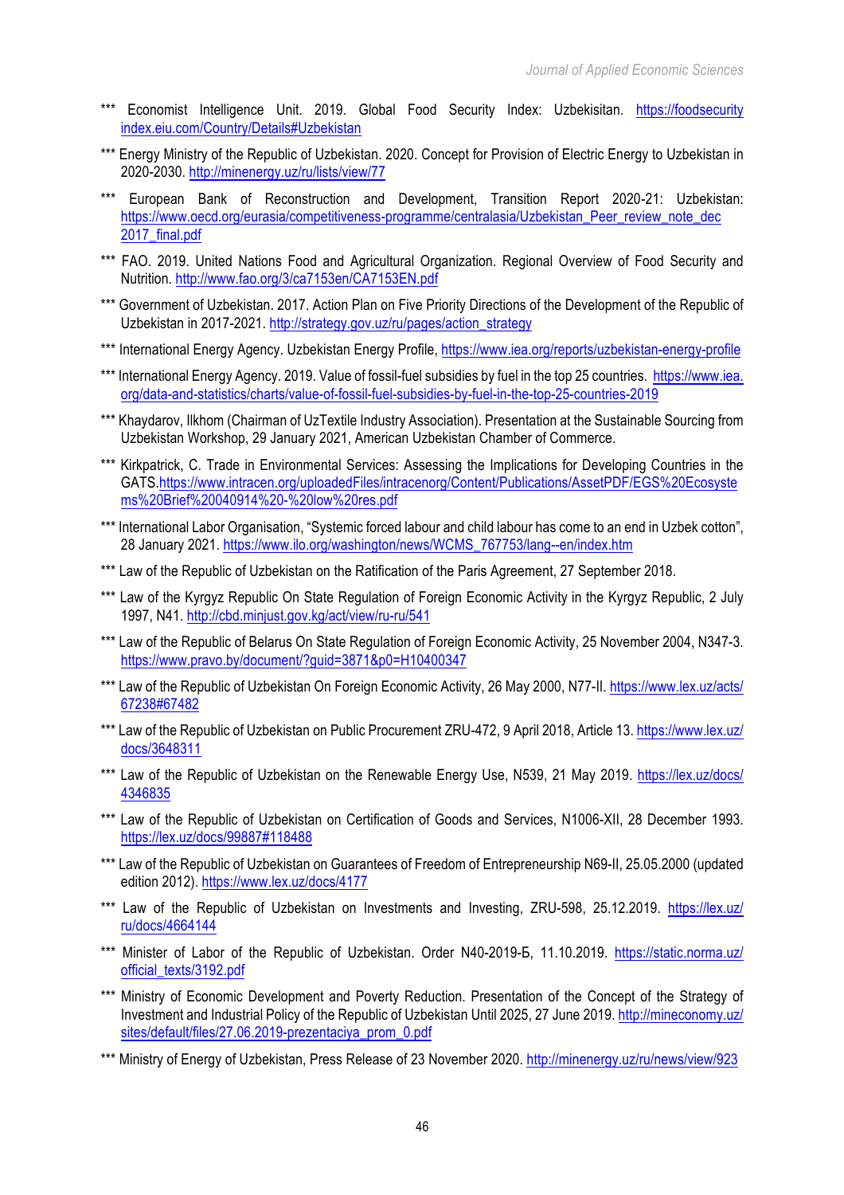*** Economist Intelligence Unit. 2019. Global Food Security Index: Uzbekisitan. https://foodsecurityindex.eiu.com/Country/Details#Uzbekistan

*** Energy Ministry of the Republic of Uzbekistan. 2020. Concept for Provision of Electric Energy to Uzbekistan in 2020-2030. http://minenergy.uz/ru/lists/view/77

*** European Bank of Reconstruction and Development, Transition Report 2020-21: Uzbekistan: https://www.oecd.org/eurasia/competitiveness-programme/centralasia/Uzbekistan_Peer_review_note_dec2017_final.pdf

*** FAO. 2019. United Nations Food and Agricultural Organization. Regional Overview of Food Security and Nutrition. http://www.fao.org/3/ca7153en/CA7153EN.pdf

*** Government of Uzbekistan. 2017. Action Plan on Five Priority Directions of the Development of the Republic of Uzbekistan in 2017-2021. http://strategy.gov.uz/ru/pages/action_strategy

*** International Energy Agency. Uzbekistan Energy Profile, https://www.iea.org/reports/uzbekistan-energy-profile

*** International Energy Agency. 2019. Value of fossil-fuel subsidies by fuel in the top 25 countries. https://www.iea.org/data-and-statistics/charts/value-of-fossil-fuel-subsidies-by-fuel-in-the-top-25-countries-2019

*** Khaydarov, Ilkhom (Chairman of UzTextile Industry Association). Presentation at the Sustainable Sourcing from Uzbekistan Workshop, 29 January 2021, American Uzbekistan Chamber of Commerce.

*** Kirkpatrick, C. Trade in Environmental Services: Assessing the Implications for Developing Countries in the GATS.https://www.intracen.org/uploadedFiles/intracenorg/Content/Publications/AssetPDF/EGS%20Ecosystems%20Brief%20040914%20-%20low%20res.pdf

*** International Labor Organisation, "Systemic forced labour and child labour has come to an end in Uzbek cotton", 28 January 2021. https://www.ilo.org/washington/news/WCMS_767753/lang--en/index.htm

*** Law of the Republic of Uzbekistan on the Ratification of the Paris Agreement, 27 September 2018.

*** Law of the Kyrgyz Republic On State Regulation of Foreign Economic Activity in the Kyrgyz Republic, 2 July 1997, N41. http://cbd.minjust.gov.kg/act/view/ru-ru/541

*** Law of the Republic of Belarus On State Regulation of Foreign Economic Activity, 25 November 2004, N347-3. https://www.pravo.by/document/?guid=3871&p0=H10400347

*** Law of the Republic of Uzbekistan On Foreign Economic Activity, 26 May 2000, N77-II. https://www.lex.uz/acts/67238#67482

*** Law of the Republic of Uzbekistan on Public Procurement ZRU-472, 9 April 2018, Article 13. https://www.lex.uz/docs/3648311

*** Law of the Republic of Uzbekistan on the Renewable Energy Use, N539, 21 May 2019. https://lex.uz/docs/4346835

*** Law of the Republic of Uzbekistan on Certification of Goods and Services, N1006-XII, 28 December 1993. https://lex.uz/docs/99887#118488

*** Law of the Republic of Uzbekistan on Guarantees of Freedom of Entrepreneurship N69-II, 25.05.2000 (updated edition 2012). https://www.lex.uz/docs/4177

*** Law of the Republic of Uzbekistan on Investments and Investing, ZRU-598, 25.12.2019. https://lex.uz/ru/docs/4664144

*** Minister of Labor of the Republic of Uzbekistan. Order N40-2019-Б, 11.10.2019. https://static.norma.uz/official_texts/3192.pdf

*** Ministry of Economic Development and Poverty Reduction. Presentation of the Concept of the Strategy of Investment and Industrial Policy of the Republic of Uzbekistan Until 2025, 27 June 2019. http://mineconomy.uz/sites/default/files/27.06.2019-prezentaciya_prom_0.pdf

*** Ministry of Energy of Uzbekistan, Press Release of 23 November 2020. http://minenergy.uz/ru/news/view/923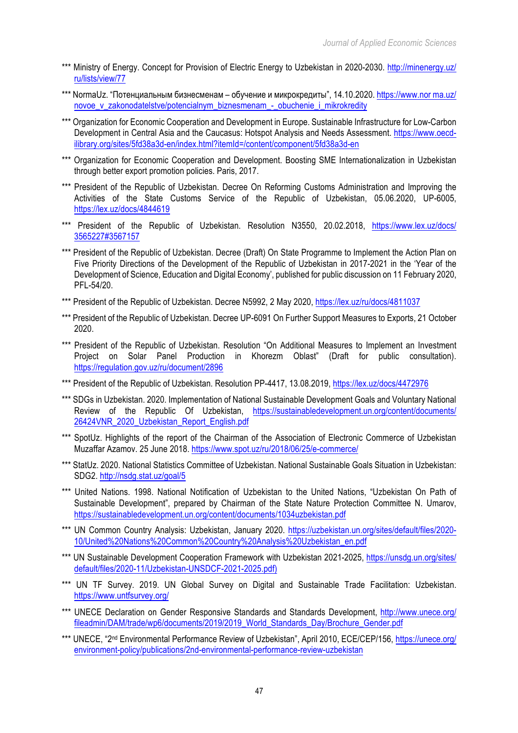*** Ministry of Energy. Concept for Provision of Electric Energy to Uzbekistan in 2020-2030. http://minenergy.uz/ru/lists/view/77

*** NormaUz. "Потенциальным бизнесменам – обучение и микрокредиты", 14.10.2020. https://www.norma.uz/novoe_v_zakonodatelstve/potencialnym_biznesmenam_-_obuchenie_i_mikrokredity

*** Organization for Economic Cooperation and Development in Europe. Sustainable Infrastructure for Low-Carbon Development in Central Asia and the Caucasus: Hotspot Analysis and Needs Assessment. https://www.oecd-ilibrary.org/sites/5fd38a3d-en/index.html?itemId=/content/component/5fd38a3d-en

*** Organization for Economic Cooperation and Development. Boosting SME Internationalization in Uzbekistan through better export promotion policies. Paris, 2017.

*** President of the Republic of Uzbekistan. Decree On Reforming Customs Administration and Improving the Activities of the State Customs Service of the Republic of Uzbekistan, 05.06.2020, UP-6005, https://lex.uz/docs/4844619

*** President of the Republic of Uzbekistan. Resolution N3550, 20.02.2018, https://www.lex.uz/docs/3565227#3567157

*** President of the Republic of Uzbekistan. Decree (Draft) On State Programme to Implement the Action Plan on Five Priority Directions of the Development of the Republic of Uzbekistan in 2017-2021 in the 'Year of the Development of Science, Education and Digital Economy', published for public discussion on 11 February 2020, PFL-54/20.

*** President of the Republic of Uzbekistan. Decree N5992, 2 May 2020, https://lex.uz/ru/docs/4811037

*** President of the Republic of Uzbekistan. Decree UP-6091 On Further Support Measures to Exports, 21 October 2020.

*** President of the Republic of Uzbekistan. Resolution "On Additional Measures to Implement an Investment Project on Solar Panel Production in Khorezm Oblast" (Draft for public consultation). https://regulation.gov.uz/ru/document/2896

*** President of the Republic of Uzbekistan. Resolution PP-4417, 13.08.2019, https://lex.uz/docs/4472976

*** SDGs in Uzbekistan. 2020. Implementation of National Sustainable Development Goals and Voluntary National Review of the Republic Of Uzbekistan, https://sustainabledevelopment.un.org/content/documents/26424VNR_2020_Uzbekistan_Report_English.pdf

*** SpotUz. Highlights of the report of the Chairman of the Association of Electronic Commerce of Uzbekistan Muzaffar Azamov. 25 June 2018. https://www.spot.uz/ru/2018/06/25/e-commerce/

*** StatUz. 2020. National Statistics Committee of Uzbekistan. National Sustainable Goals Situation in Uzbekistan: SDG2. http://nsdg.stat.uz/goal/5

*** United Nations. 1998. National Notification of Uzbekistan to the United Nations, "Uzbekistan On Path of Sustainable Development", prepared by Chairman of the State Nature Protection Committee N. Umarov, https://sustainabledevelopment.un.org/content/documents/1034uzbekistan.pdf

*** UN Common Country Analysis: Uzbekistan, January 2020. https://uzbekistan.un.org/sites/default/files/2020-10/United%20Nations%20Common%20Country%20Analysis%20Uzbekistan_en.pdf

*** UN Sustainable Development Cooperation Framework with Uzbekistan 2021-2025, https://unsdg.un.org/sites/default/files/2020-11/Uzbekistan-UNSDCF-2021-2025.pdf)

*** UN TF Survey. 2019. UN Global Survey on Digital and Sustainable Trade Facilitation: Uzbekistan. https://www.untfsurvey.org/

*** UNECE Declaration on Gender Responsive Standards and Standards Development, http://www.unece.org/fileadmin/DAM/trade/wp6/documents/2019/2019_World_Standards_Day/Brochure_Gender.pdf

*** UNECE, "2nd Environmental Performance Review of Uzbekistan", April 2010, ECE/CEP/156, https://unece.org/environment-policy/publications/2nd-environmental-performance-review-uzbekistan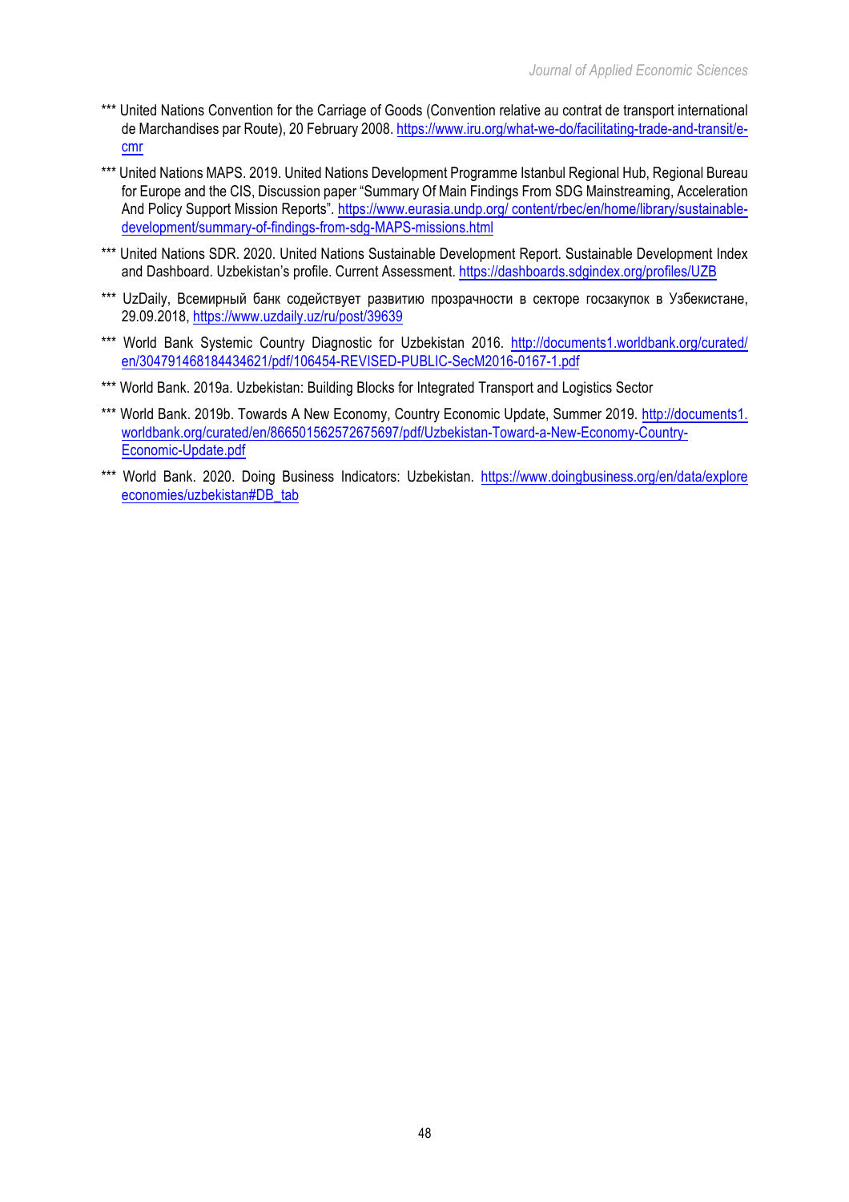*** United Nations Convention for the Carriage of Goods (Convention relative au contrat de transport international de Marchandises par Route), 20 February 2008. https://www.iru.org/what-we-do/facilitating-trade-and-transit/e-cmr

*** United Nations MAPS. 2019. United Nations Development Programme Istanbul Regional Hub, Regional Bureau for Europe and the CIS, Discussion paper "Summary Of Main Findings From SDG Mainstreaming, Acceleration And Policy Support Mission Reports". https://www.eurasia.undp.org/ content/rbec/en/home/library/sustainable-development/summary-of-findings-from-sdg-MAPS-missions.html

*** United Nations SDR. 2020. United Nations Sustainable Development Report. Sustainable Development Index and Dashboard. Uzbekistan's profile. Current Assessment. https://dashboards.sdgindex.org/profiles/UZB

*** UzDaily, Всемирный банк содействует развитию прозрачности в секторе госзакупок в Узбекистане, 29.09.2018, https://www.uzdaily.uz/ru/post/39639

*** World Bank Systemic Country Diagnostic for Uzbekistan 2016. http://documents1.worldbank.org/curated/en/304791468184434621/pdf/106454-REVISED-PUBLIC-SecM2016-0167-1.pdf

*** World Bank. 2019a. Uzbekistan: Building Blocks for Integrated Transport and Logistics Sector

*** World Bank. 2019b. Towards A New Economy, Country Economic Update, Summer 2019. http://documents1.worldbank.org/curated/en/866501562572675697/pdf/Uzbekistan-Toward-a-New-Economy-Country-Economic-Update.pdf

*** World Bank. 2020. Doing Business Indicators: Uzbekistan. https://www.doingbusiness.org/en/data/explore economies/uzbekistan#DB_tab